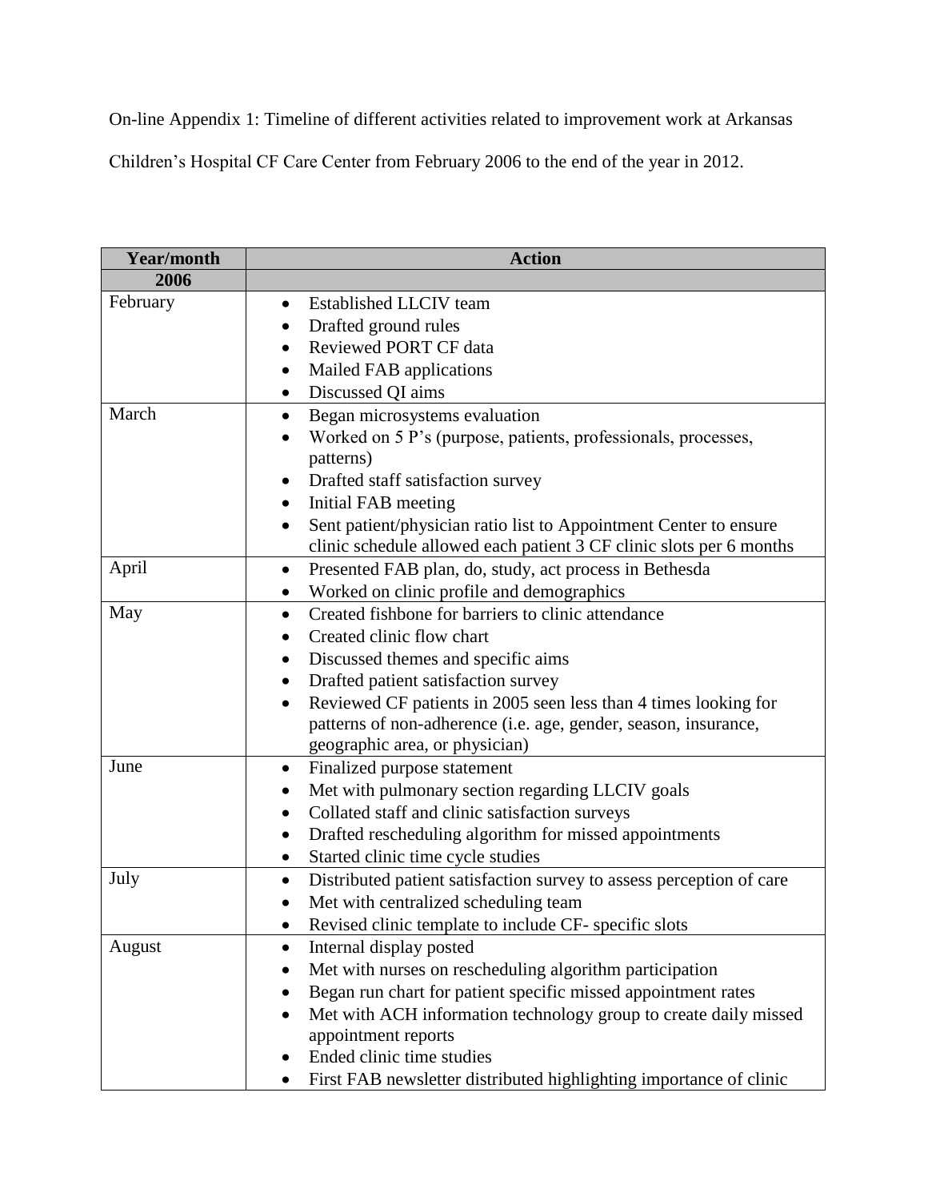On-line Appendix 1: Timeline of different activities related to improvement work at Arkansas Children's Hospital CF Care Center from February 2006 to the end of the year in 2012.

| Year/month | Action |
|---|---|
| **2006** | |
| February | • Established LLCIV team<br>• Drafted ground rules<br>• Reviewed PORT CF data<br>• Mailed FAB applications<br>• Discussed QI aims |
| March | • Began microsystems evaluation<br>• Worked on 5 P's (purpose, patients, professionals, processes, patterns)<br>• Drafted staff satisfaction survey<br>• Initial FAB meeting<br>• Sent patient/physician ratio list to Appointment Center to ensure clinic schedule allowed each patient 3 CF clinic slots per 6 months |
| April | • Presented FAB plan, do, study, act process in Bethesda<br>• Worked on clinic profile and demographics |
| May | • Created fishbone for barriers to clinic attendance<br>• Created clinic flow chart<br>• Discussed themes and specific aims<br>• Drafted patient satisfaction survey<br>• Reviewed CF patients in 2005 seen less than 4 times looking for patterns of non-adherence (i.e. age, gender, season, insurance, geographic area, or physician) |
| June | • Finalized purpose statement<br>• Met with pulmonary section regarding LLCIV goals<br>• Collated staff and clinic satisfaction surveys<br>• Drafted rescheduling algorithm for missed appointments<br>• Started clinic time cycle studies |
| July | • Distributed patient satisfaction survey to assess perception of care<br>• Met with centralized scheduling team<br>• Revised clinic template to include CF- specific slots |
| August | • Internal display posted<br>• Met with nurses on rescheduling algorithm participation<br>• Began run chart for patient specific missed appointment rates<br>• Met with ACH information technology group to create daily missed appointment reports<br>• Ended clinic time studies<br>• First FAB newsletter distributed highlighting importance of clinic |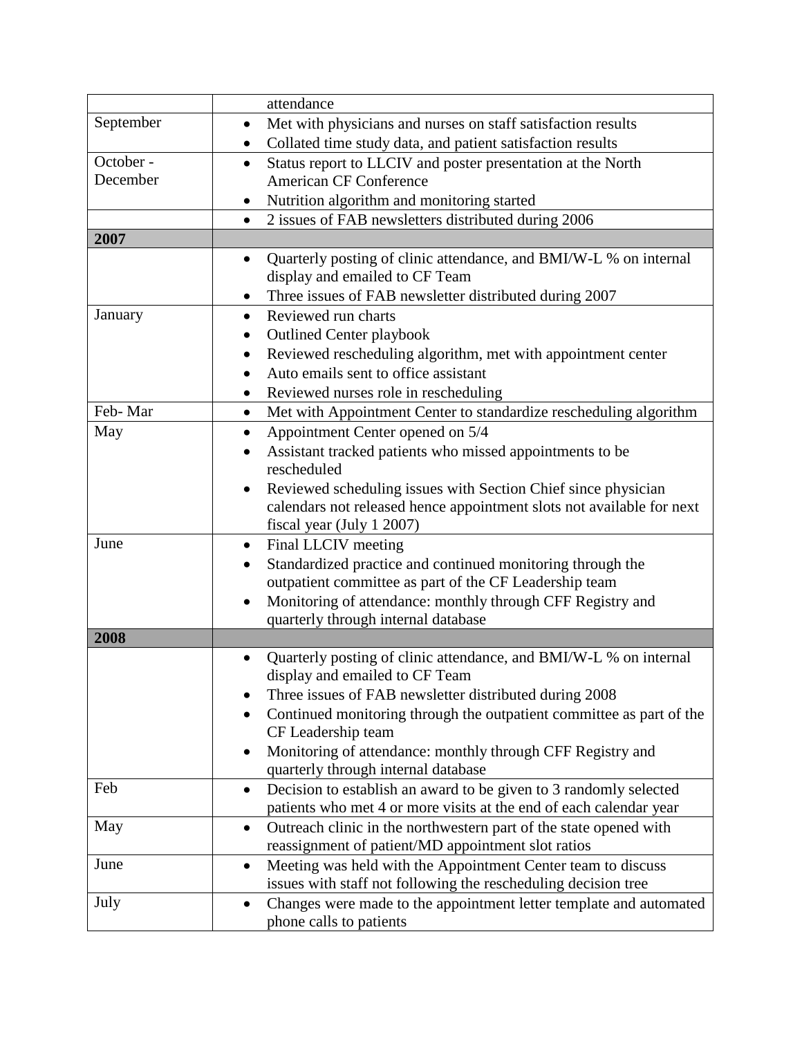| | |
|---|---|
| | attendance |
| September | • Met with physicians and nurses on staff satisfaction results<br>• Collated time study data, and patient satisfaction results |
| October - December | • Status report to LLCIV and poster presentation at the North American CF Conference<br>• Nutrition algorithm and monitoring started |
| | • 2 issues of FAB newsletters distributed during 2006 |
| **2007** | |
| | • Quarterly posting of clinic attendance, and BMI/W-L % on internal display and emailed to CF Team<br>• Three issues of FAB newsletter distributed during 2007 |
| January | • Reviewed run charts<br>• Outlined Center playbook<br>• Reviewed rescheduling algorithm, met with appointment center<br>• Auto emails sent to office assistant<br>• Reviewed nurses role in rescheduling |
| Feb- Mar | • Met with Appointment Center to standardize rescheduling algorithm |
| May | • Appointment Center opened on 5/4<br>• Assistant tracked patients who missed appointments to be rescheduled<br>• Reviewed scheduling issues with Section Chief since physician calendars not released hence appointment slots not available for next fiscal year (July 1 2007) |
| June | • Final LLCIV meeting<br>• Standardized practice and continued monitoring through the outpatient committee as part of the CF Leadership team<br>• Monitoring of attendance: monthly through CFF Registry and quarterly through internal database |
| **2008** | |
| | • Quarterly posting of clinic attendance, and BMI/W-L % on internal display and emailed to CF Team<br>• Three issues of FAB newsletter distributed during 2008<br>• Continued monitoring through the outpatient committee as part of the CF Leadership team<br>• Monitoring of attendance: monthly through CFF Registry and quarterly through internal database |
| Feb | • Decision to establish an award to be given to 3 randomly selected patients who met 4 or more visits at the end of each calendar year |
| May | • Outreach clinic in the northwestern part of the state opened with reassignment of patient/MD appointment slot ratios |
| June | • Meeting was held with the Appointment Center team to discuss issues with staff not following the rescheduling decision tree |
| July | • Changes were made to the appointment letter template and automated phone calls to patients |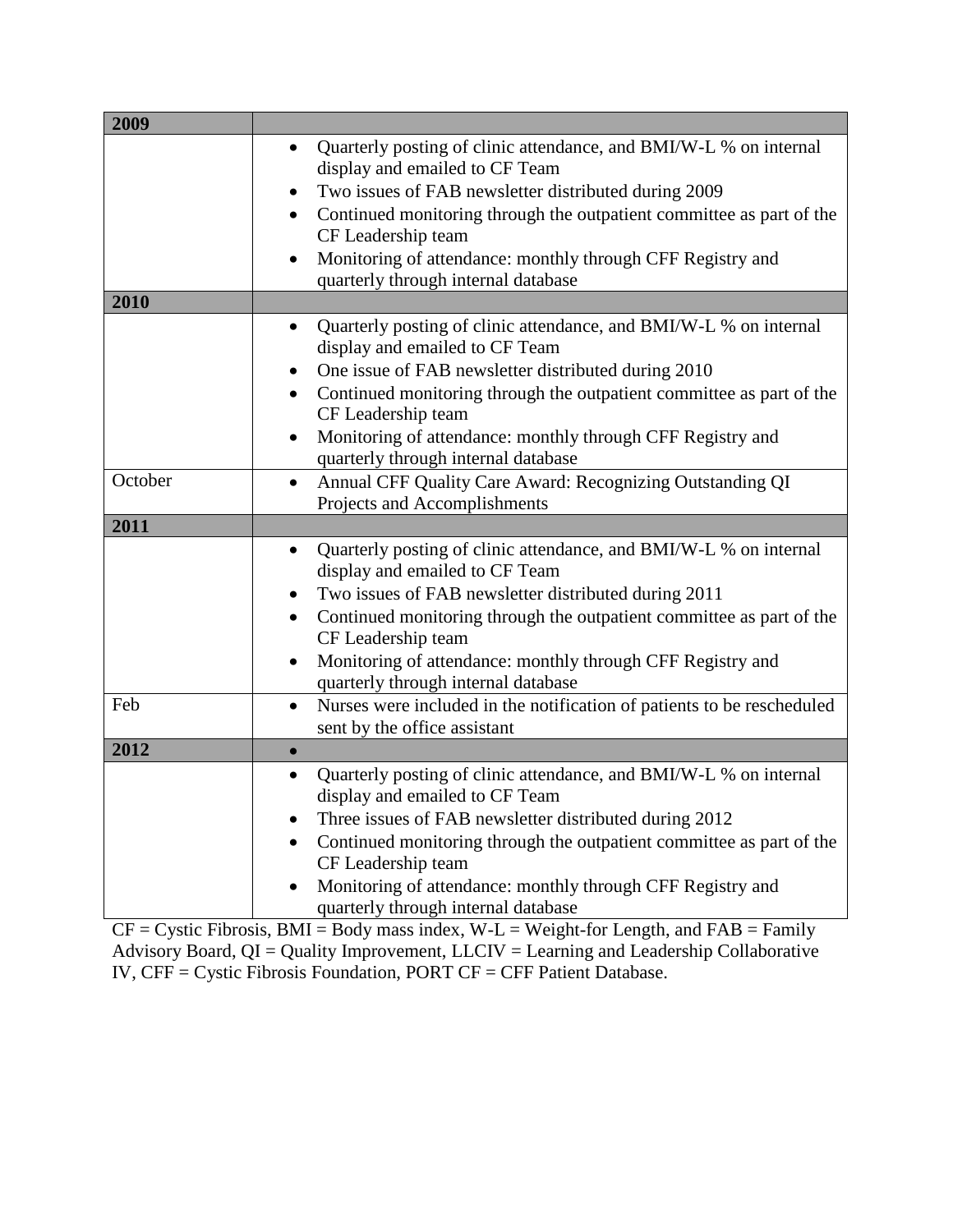| | |
|---|---|
| **2009** | |
| | • Quarterly posting of clinic attendance, and BMI/W-L % on internal display and emailed to CF Team<br>• Two issues of FAB newsletter distributed during 2009<br>• Continued monitoring through the outpatient committee as part of the CF Leadership team<br>• Monitoring of attendance: monthly through CFF Registry and quarterly through internal database |
| **2010** | |
| | • Quarterly posting of clinic attendance, and BMI/W-L % on internal display and emailed to CF Team<br>• One issue of FAB newsletter distributed during 2010<br>• Continued monitoring through the outpatient committee as part of the CF Leadership team<br>• Monitoring of attendance: monthly through CFF Registry and quarterly through internal database |
| October | • Annual CFF Quality Care Award: Recognizing Outstanding QI Projects and Accomplishments |
| **2011** | |
| | • Quarterly posting of clinic attendance, and BMI/W-L % on internal display and emailed to CF Team<br>• Two issues of FAB newsletter distributed during 2011<br>• Continued monitoring through the outpatient committee as part of the CF Leadership team<br>• Monitoring of attendance: monthly through CFF Registry and quarterly through internal database |
| Feb | • Nurses were included in the notification of patients to be rescheduled sent by the office assistant |
| **2012** | • |
| | • Quarterly posting of clinic attendance, and BMI/W-L % on internal display and emailed to CF Team<br>• Three issues of FAB newsletter distributed during 2012<br>• Continued monitoring through the outpatient committee as part of the CF Leadership team<br>• Monitoring of attendance: monthly through CFF Registry and quarterly through internal database |

CF = Cystic Fibrosis, BMI = Body mass index, W-L = Weight-for Length, and FAB = Family Advisory Board, QI = Quality Improvement, LLCIV = Learning and Leadership Collaborative IV, CFF = Cystic Fibrosis Foundation, PORT CF = CFF Patient Database.